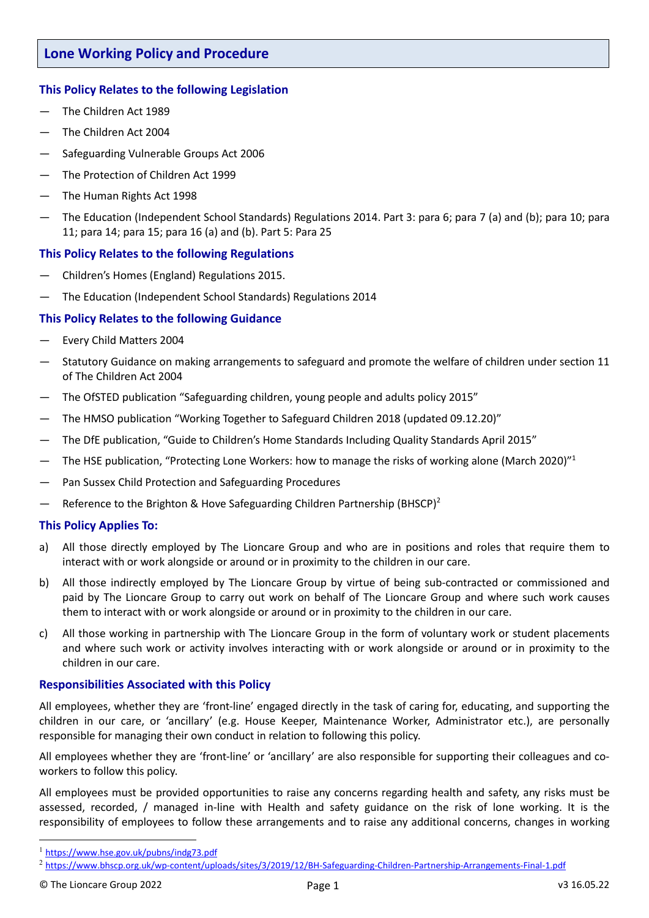# Lone Working Policy and Procedure

## This Policy Relates to the following Legislation

- The Children Act 1989
- The Children Act 2004
- Safeguarding Vulnerable Groups Act 2006
- The Protection of Children Act 1999
- The Human Rights Act 1998
- The Education (Independent School Standards) Regulations 2014. Part 3: para 6; para 7 (a) and (b); para 10; para 11; para 14; para 15; para 16 (a) and (b). Part 5: Para 25

## This Policy Relates to the following Regulations

- Children's Homes (England) Regulations 2015.
- The Education (Independent School Standards) Regulations 2014

## This Policy Relates to the following Guidance

- Every Child Matters 2004
- Statutory Guidance on making arrangements to safeguard and promote the welfare of children under section 11 of The Children Act 2004
- The OfSTED publication "Safeguarding children, young people and adults policy 2015"
- The HMSO publication "Working Together to Safeguard Children 2018 (updated 09.12.20)"
- The DfE publication, "Guide to Children's Home Standards Including Quality Standards April 2015"
- The HSE publication, "Protecting Lone Workers: how to manage the risks of working alone (March 2020)"[1]
- Pan Sussex Child Protection and Safeguarding Procedures
- Reference to the Brighton & Hove Safeguarding Children Partnership (BHSCP)[2]

## This Policy Applies To:

a) All those directly employed by The Lioncare Group and who are in positions and roles that require them to interact with or work alongside or around or in proximity to the children in our care.

b) All those indirectly employed by The Lioncare Group by virtue of being sub-contracted or commissioned and paid by The Lioncare Group to carry out work on behalf of The Lioncare Group and where such work causes them to interact with or work alongside or around or in proximity to the children in our care.

c) All those working in partnership with The Lioncare Group in the form of voluntary work or student placements and where such work or activity involves interacting with or work alongside or around or in proximity to the children in our care.

## Responsibilities Associated with this Policy

All employees, whether they are 'front-line' engaged directly in the task of caring for, educating, and supporting the children in our care, or 'ancillary' (e.g. House Keeper, Maintenance Worker, Administrator etc.), are personally responsible for managing their own conduct in relation to following this policy.

All employees whether they are 'front-line' or 'ancillary' are also responsible for supporting their colleagues and co-workers to follow this policy.

All employees must be provided opportunities to raise any concerns regarding health and safety, any risks must be assessed, recorded, / managed in-line with Health and safety guidance on the risk of lone working. It is the responsibility of employees to follow these arrangements and to raise any additional concerns, changes in working

[1] https://www.hse.gov.uk/pubns/indg73.pdf

[2] https://www.bhscp.org.uk/wp-content/uploads/sites/3/2019/12/BH-Safeguarding-Children-Partnership-Arrangements-Final-1.pdf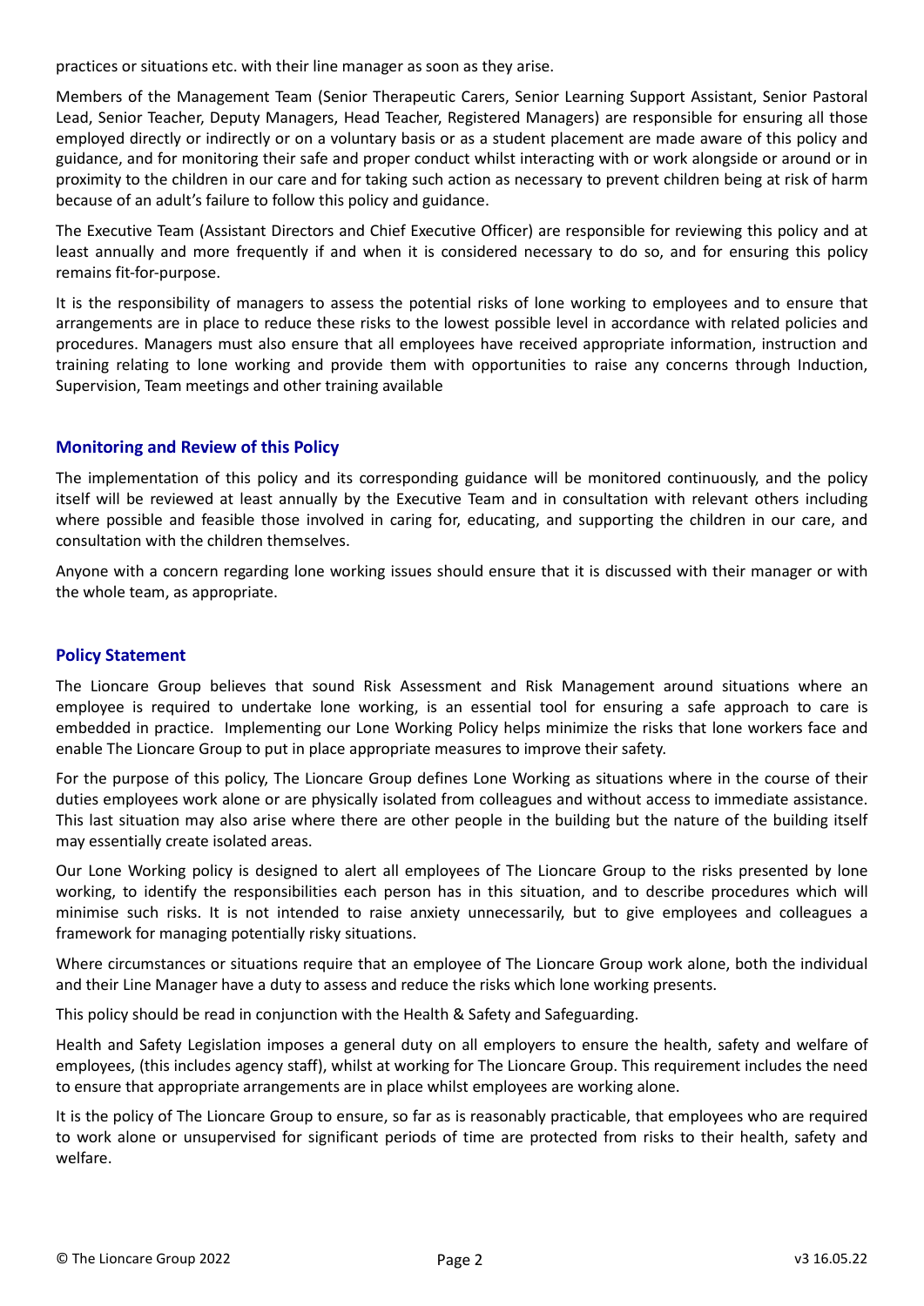practices or situations etc. with their line manager as soon as they arise.

Members of the Management Team (Senior Therapeutic Carers, Senior Learning Support Assistant, Senior Pastoral Lead, Senior Teacher, Deputy Managers, Head Teacher, Registered Managers) are responsible for ensuring all those employed directly or indirectly or on a voluntary basis or as a student placement are made aware of this policy and guidance, and for monitoring their safe and proper conduct whilst interacting with or work alongside or around or in proximity to the children in our care and for taking such action as necessary to prevent children being at risk of harm because of an adult's failure to follow this policy and guidance.

The Executive Team (Assistant Directors and Chief Executive Officer) are responsible for reviewing this policy and at least annually and more frequently if and when it is considered necessary to do so, and for ensuring this policy remains fit-for-purpose.

It is the responsibility of managers to assess the potential risks of lone working to employees and to ensure that arrangements are in place to reduce these risks to the lowest possible level in accordance with related policies and procedures. Managers must also ensure that all employees have received appropriate information, instruction and training relating to lone working and provide them with opportunities to raise any concerns through Induction, Supervision, Team meetings and other training available

## Monitoring and Review of this Policy

The implementation of this policy and its corresponding guidance will be monitored continuously, and the policy itself will be reviewed at least annually by the Executive Team and in consultation with relevant others including where possible and feasible those involved in caring for, educating, and supporting the children in our care, and consultation with the children themselves.

Anyone with a concern regarding lone working issues should ensure that it is discussed with their manager or with the whole team, as appropriate.

## Policy Statement

The Lioncare Group believes that sound Risk Assessment and Risk Management around situations where an employee is required to undertake lone working, is an essential tool for ensuring a safe approach to care is embedded in practice. Implementing our Lone Working Policy helps minimize the risks that lone workers face and enable The Lioncare Group to put in place appropriate measures to improve their safety.

For the purpose of this policy, The Lioncare Group defines Lone Working as situations where in the course of their duties employees work alone or are physically isolated from colleagues and without access to immediate assistance. This last situation may also arise where there are other people in the building but the nature of the building itself may essentially create isolated areas.

Our Lone Working policy is designed to alert all employees of The Lioncare Group to the risks presented by lone working, to identify the responsibilities each person has in this situation, and to describe procedures which will minimise such risks. It is not intended to raise anxiety unnecessarily, but to give employees and colleagues a framework for managing potentially risky situations.

Where circumstances or situations require that an employee of The Lioncare Group work alone, both the individual and their Line Manager have a duty to assess and reduce the risks which lone working presents.

This policy should be read in conjunction with the Health & Safety and Safeguarding.

Health and Safety Legislation imposes a general duty on all employers to ensure the health, safety and welfare of employees, (this includes agency staff), whilst at working for The Lioncare Group. This requirement includes the need to ensure that appropriate arrangements are in place whilst employees are working alone.

It is the policy of The Lioncare Group to ensure, so far as is reasonably practicable, that employees who are required to work alone or unsupervised for significant periods of time are protected from risks to their health, safety and welfare.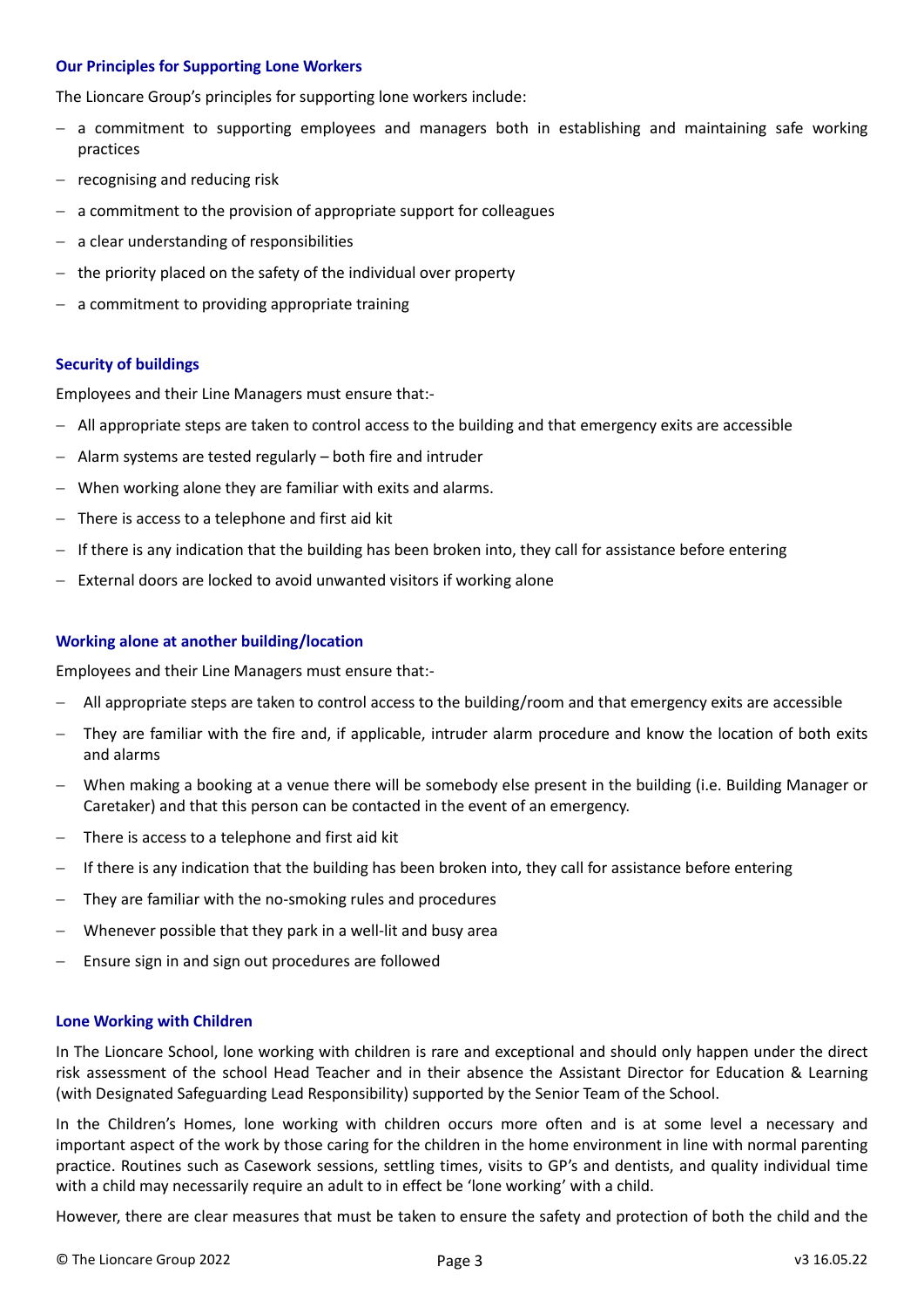### Our Principles for Supporting Lone Workers

The Lioncare Group's principles for supporting lone workers include:

- a commitment to supporting employees and managers both in establishing and maintaining safe working practices
- recognising and reducing risk
- a commitment to the provision of appropriate support for colleagues
- a clear understanding of responsibilities
- the priority placed on the safety of the individual over property
- a commitment to providing appropriate training

### Security of buildings

Employees and their Line Managers must ensure that:-

- All appropriate steps are taken to control access to the building and that emergency exits are accessible
- Alarm systems are tested regularly – both fire and intruder
- When working alone they are familiar with exits and alarms.
- There is access to a telephone and first aid kit
- If there is any indication that the building has been broken into, they call for assistance before entering
- External doors are locked to avoid unwanted visitors if working alone

### Working alone at another building/location

Employees and their Line Managers must ensure that:-

- All appropriate steps are taken to control access to the building/room and that emergency exits are accessible
- They are familiar with the fire and, if applicable, intruder alarm procedure and know the location of both exits and alarms
- When making a booking at a venue there will be somebody else present in the building (i.e. Building Manager or Caretaker) and that this person can be contacted in the event of an emergency.
- There is access to a telephone and first aid kit
- If there is any indication that the building has been broken into, they call for assistance before entering
- They are familiar with the no-smoking rules and procedures
- Whenever possible that they park in a well-lit and busy area
- Ensure sign in and sign out procedures are followed

### Lone Working with Children

In The Lioncare School, lone working with children is rare and exceptional and should only happen under the direct risk assessment of the school Head Teacher and in their absence the Assistant Director for Education & Learning (with Designated Safeguarding Lead Responsibility) supported by the Senior Team of the School.

In the Children's Homes, lone working with children occurs more often and is at some level a necessary and important aspect of the work by those caring for the children in the home environment in line with normal parenting practice. Routines such as Casework sessions, settling times, visits to GP's and dentists, and quality individual time with a child may necessarily require an adult to in effect be 'lone working' with a child.

However, there are clear measures that must be taken to ensure the safety and protection of both the child and the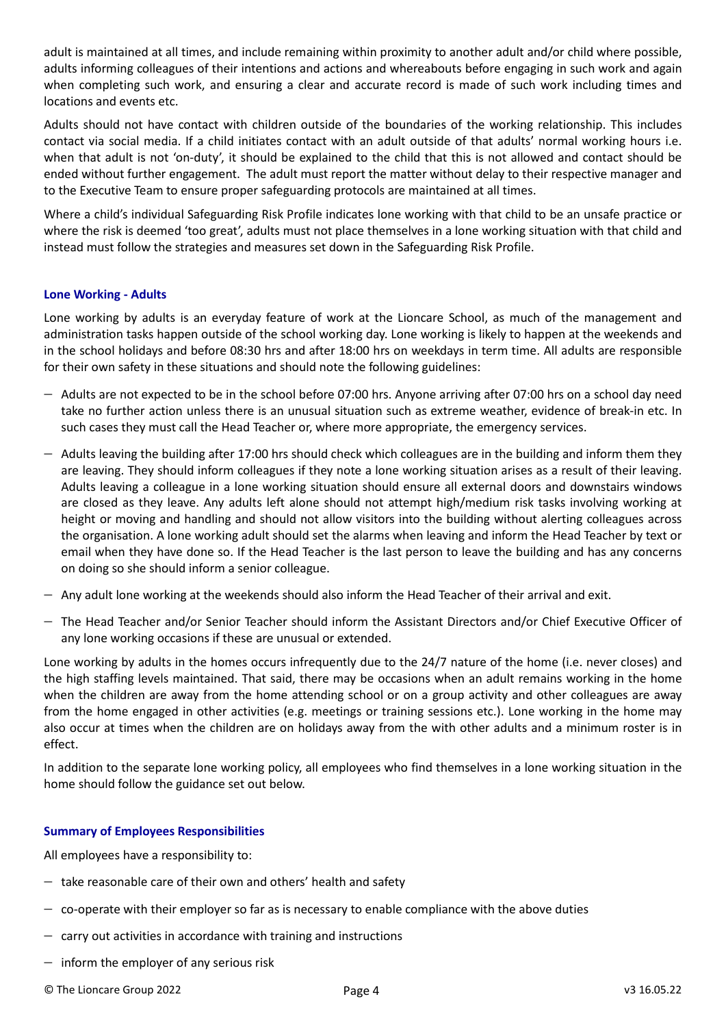adult is maintained at all times, and include remaining within proximity to another adult and/or child where possible, adults informing colleagues of their intentions and actions and whereabouts before engaging in such work and again when completing such work, and ensuring a clear and accurate record is made of such work including times and locations and events etc.

Adults should not have contact with children outside of the boundaries of the working relationship. This includes contact via social media. If a child initiates contact with an adult outside of that adults' normal working hours i.e. when that adult is not 'on-duty', it should be explained to the child that this is not allowed and contact should be ended without further engagement. The adult must report the matter without delay to their respective manager and to the Executive Team to ensure proper safeguarding protocols are maintained at all times.

Where a child's individual Safeguarding Risk Profile indicates lone working with that child to be an unsafe practice or where the risk is deemed 'too great', adults must not place themselves in a lone working situation with that child and instead must follow the strategies and measures set down in the Safeguarding Risk Profile.

### Lone Working - Adults

Lone working by adults is an everyday feature of work at the Lioncare School, as much of the management and administration tasks happen outside of the school working day. Lone working is likely to happen at the weekends and in the school holidays and before 08:30 hrs and after 18:00 hrs on weekdays in term time. All adults are responsible for their own safety in these situations and should note the following guidelines:

- Adults are not expected to be in the school before 07:00 hrs. Anyone arriving after 07:00 hrs on a school day need take no further action unless there is an unusual situation such as extreme weather, evidence of break-in etc. In such cases they must call the Head Teacher or, where more appropriate, the emergency services.
- Adults leaving the building after 17:00 hrs should check which colleagues are in the building and inform them they are leaving. They should inform colleagues if they note a lone working situation arises as a result of their leaving. Adults leaving a colleague in a lone working situation should ensure all external doors and downstairs windows are closed as they leave. Any adults left alone should not attempt high/medium risk tasks involving working at height or moving and handling and should not allow visitors into the building without alerting colleagues across the organisation. A lone working adult should set the alarms when leaving and inform the Head Teacher by text or email when they have done so. If the Head Teacher is the last person to leave the building and has any concerns on doing so she should inform a senior colleague.
- Any adult lone working at the weekends should also inform the Head Teacher of their arrival and exit.
- The Head Teacher and/or Senior Teacher should inform the Assistant Directors and/or Chief Executive Officer of any lone working occasions if these are unusual or extended.

Lone working by adults in the homes occurs infrequently due to the 24/7 nature of the home (i.e. never closes) and the high staffing levels maintained. That said, there may be occasions when an adult remains working in the home when the children are away from the home attending school or on a group activity and other colleagues are away from the home engaged in other activities (e.g. meetings or training sessions etc.). Lone working in the home may also occur at times when the children are on holidays away from the with other adults and a minimum roster is in effect.

In addition to the separate lone working policy, all employees who find themselves in a lone working situation in the home should follow the guidance set out below.

### Summary of Employees Responsibilities

All employees have a responsibility to:

- take reasonable care of their own and others' health and safety
- co-operate with their employer so far as is necessary to enable compliance with the above duties
- carry out activities in accordance with training and instructions
- inform the employer of any serious risk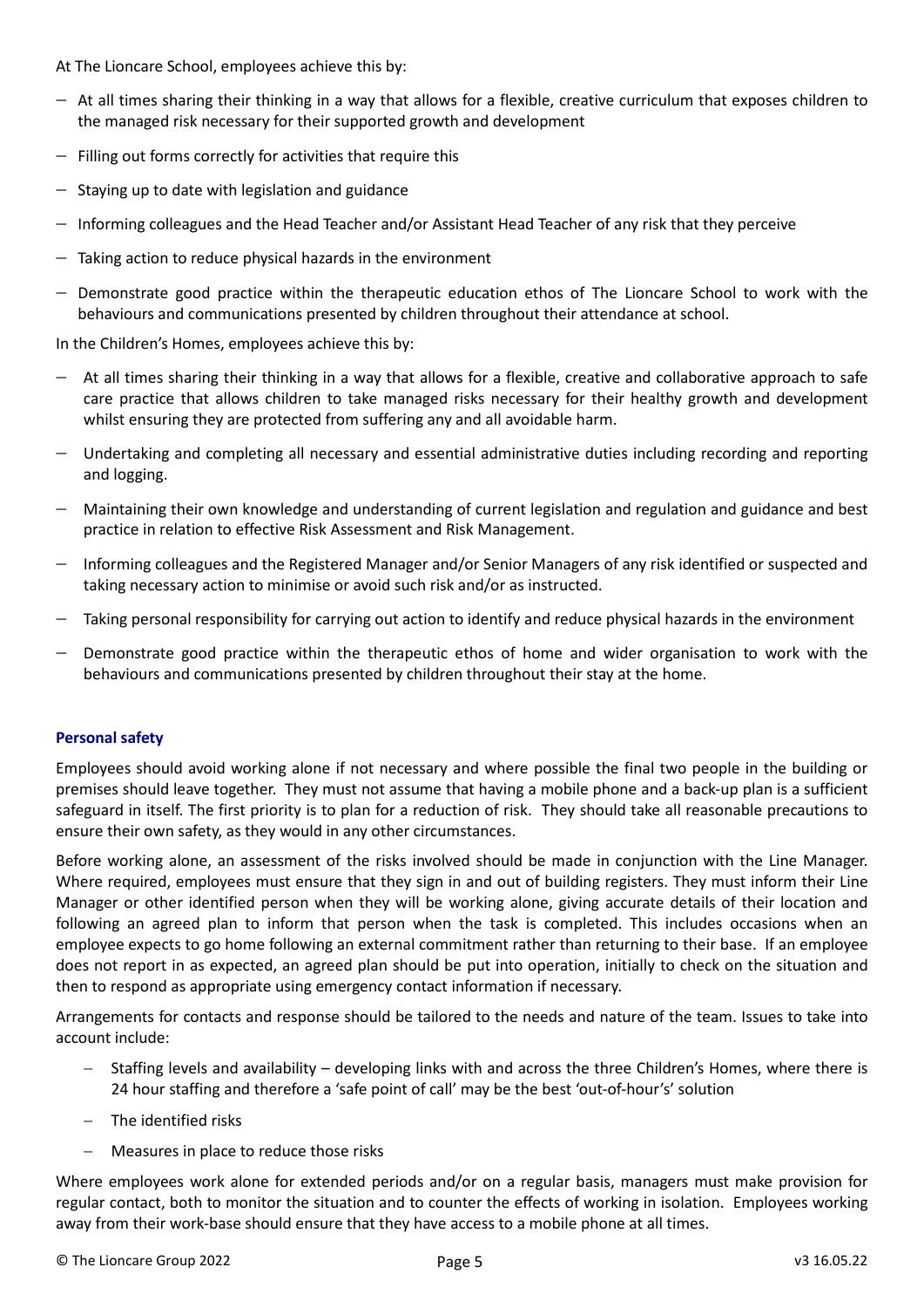At The Lioncare School, employees achieve this by:

- At all times sharing their thinking in a way that allows for a flexible, creative curriculum that exposes children to the managed risk necessary for their supported growth and development
- Filling out forms correctly for activities that require this
- Staying up to date with legislation and guidance
- Informing colleagues and the Head Teacher and/or Assistant Head Teacher of any risk that they perceive
- Taking action to reduce physical hazards in the environment
- Demonstrate good practice within the therapeutic education ethos of The Lioncare School to work with the behaviours and communications presented by children throughout their attendance at school.

In the Children's Homes, employees achieve this by:

- At all times sharing their thinking in a way that allows for a flexible, creative and collaborative approach to safe care practice that allows children to take managed risks necessary for their healthy growth and development whilst ensuring they are protected from suffering any and all avoidable harm.
- Undertaking and completing all necessary and essential administrative duties including recording and reporting and logging.
- Maintaining their own knowledge and understanding of current legislation and regulation and guidance and best practice in relation to effective Risk Assessment and Risk Management.
- Informing colleagues and the Registered Manager and/or Senior Managers of any risk identified or suspected and taking necessary action to minimise or avoid such risk and/or as instructed.
- Taking personal responsibility for carrying out action to identify and reduce physical hazards in the environment
- Demonstrate good practice within the therapeutic ethos of home and wider organisation to work with the behaviours and communications presented by children throughout their stay at the home.

### Personal safety

Employees should avoid working alone if not necessary and where possible the final two people in the building or premises should leave together. They must not assume that having a mobile phone and a back-up plan is a sufficient safeguard in itself. The first priority is to plan for a reduction of risk. They should take all reasonable precautions to ensure their own safety, as they would in any other circumstances.

Before working alone, an assessment of the risks involved should be made in conjunction with the Line Manager. Where required, employees must ensure that they sign in and out of building registers. They must inform their Line Manager or other identified person when they will be working alone, giving accurate details of their location and following an agreed plan to inform that person when the task is completed. This includes occasions when an employee expects to go home following an external commitment rather than returning to their base. If an employee does not report in as expected, an agreed plan should be put into operation, initially to check on the situation and then to respond as appropriate using emergency contact information if necessary.

Arrangements for contacts and response should be tailored to the needs and nature of the team. Issues to take into account include:

- Staffing levels and availability – developing links with and across the three Children's Homes, where there is 24 hour staffing and therefore a 'safe point of call' may be the best 'out-of-hour's' solution
- The identified risks
- Measures in place to reduce those risks

Where employees work alone for extended periods and/or on a regular basis, managers must make provision for regular contact, both to monitor the situation and to counter the effects of working in isolation. Employees working away from their work-base should ensure that they have access to a mobile phone at all times.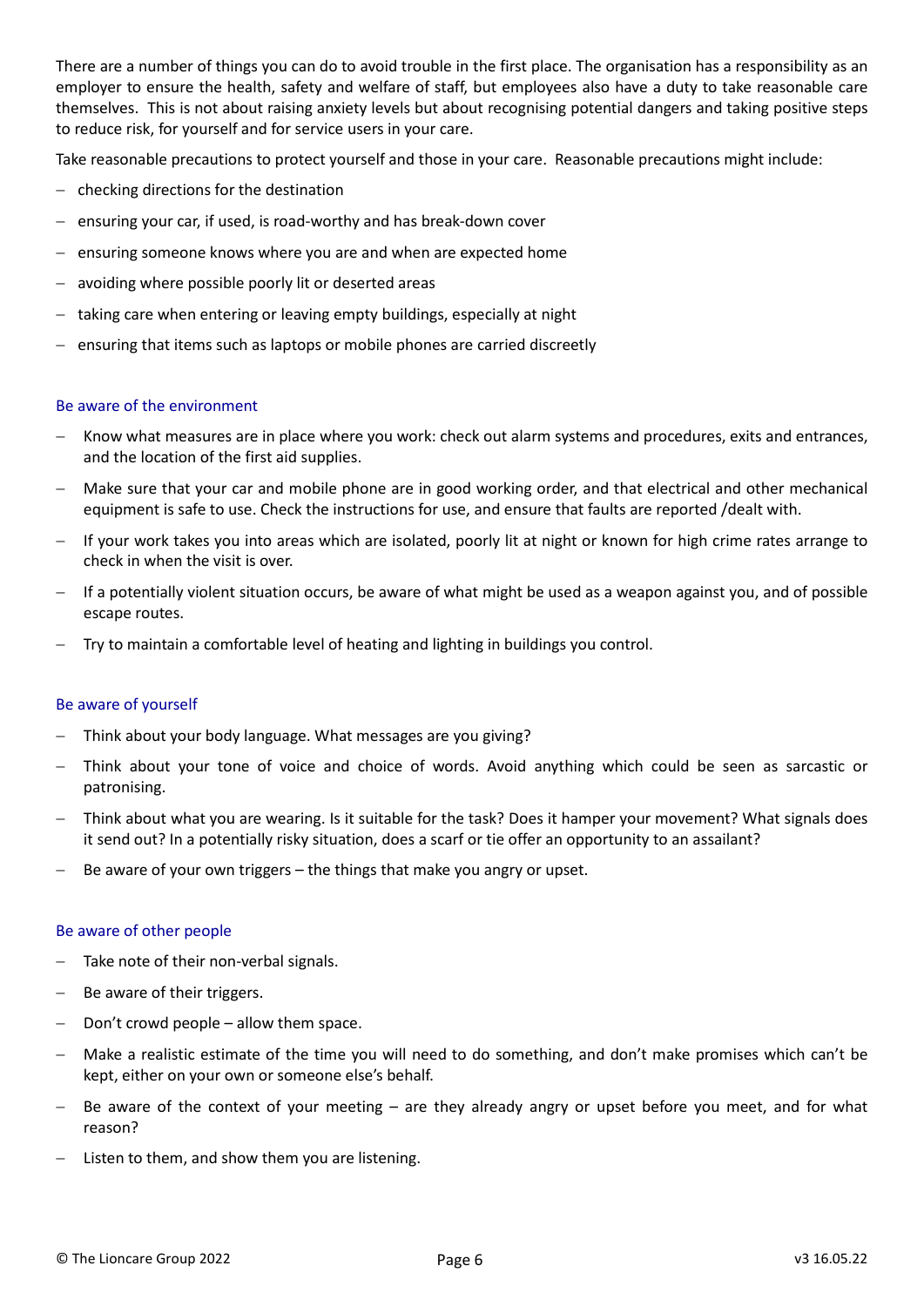There are a number of things you can do to avoid trouble in the first place. The organisation has a responsibility as an employer to ensure the health, safety and welfare of staff, but employees also have a duty to take reasonable care themselves. This is not about raising anxiety levels but about recognising potential dangers and taking positive steps to reduce risk, for yourself and for service users in your care.

Take reasonable precautions to protect yourself and those in your care. Reasonable precautions might include:

- checking directions for the destination
- ensuring your car, if used, is road-worthy and has break-down cover
- ensuring someone knows where you are and when are expected home
- avoiding where possible poorly lit or deserted areas
- taking care when entering or leaving empty buildings, especially at night
- ensuring that items such as laptops or mobile phones are carried discreetly

### Be aware of the environment

- Know what measures are in place where you work: check out alarm systems and procedures, exits and entrances, and the location of the first aid supplies.
- Make sure that your car and mobile phone are in good working order, and that electrical and other mechanical equipment is safe to use. Check the instructions for use, and ensure that faults are reported /dealt with.
- If your work takes you into areas which are isolated, poorly lit at night or known for high crime rates arrange to check in when the visit is over.
- If a potentially violent situation occurs, be aware of what might be used as a weapon against you, and of possible escape routes.
- Try to maintain a comfortable level of heating and lighting in buildings you control.

### Be aware of yourself

- Think about your body language. What messages are you giving?
- Think about your tone of voice and choice of words. Avoid anything which could be seen as sarcastic or patronising.
- Think about what you are wearing. Is it suitable for the task? Does it hamper your movement? What signals does it send out? In a potentially risky situation, does a scarf or tie offer an opportunity to an assailant?
- Be aware of your own triggers – the things that make you angry or upset.

### Be aware of other people

- Take note of their non-verbal signals.
- Be aware of their triggers.
- Don't crowd people – allow them space.
- Make a realistic estimate of the time you will need to do something, and don't make promises which can't be kept, either on your own or someone else's behalf.
- Be aware of the context of your meeting – are they already angry or upset before you meet, and for what reason?
- Listen to them, and show them you are listening.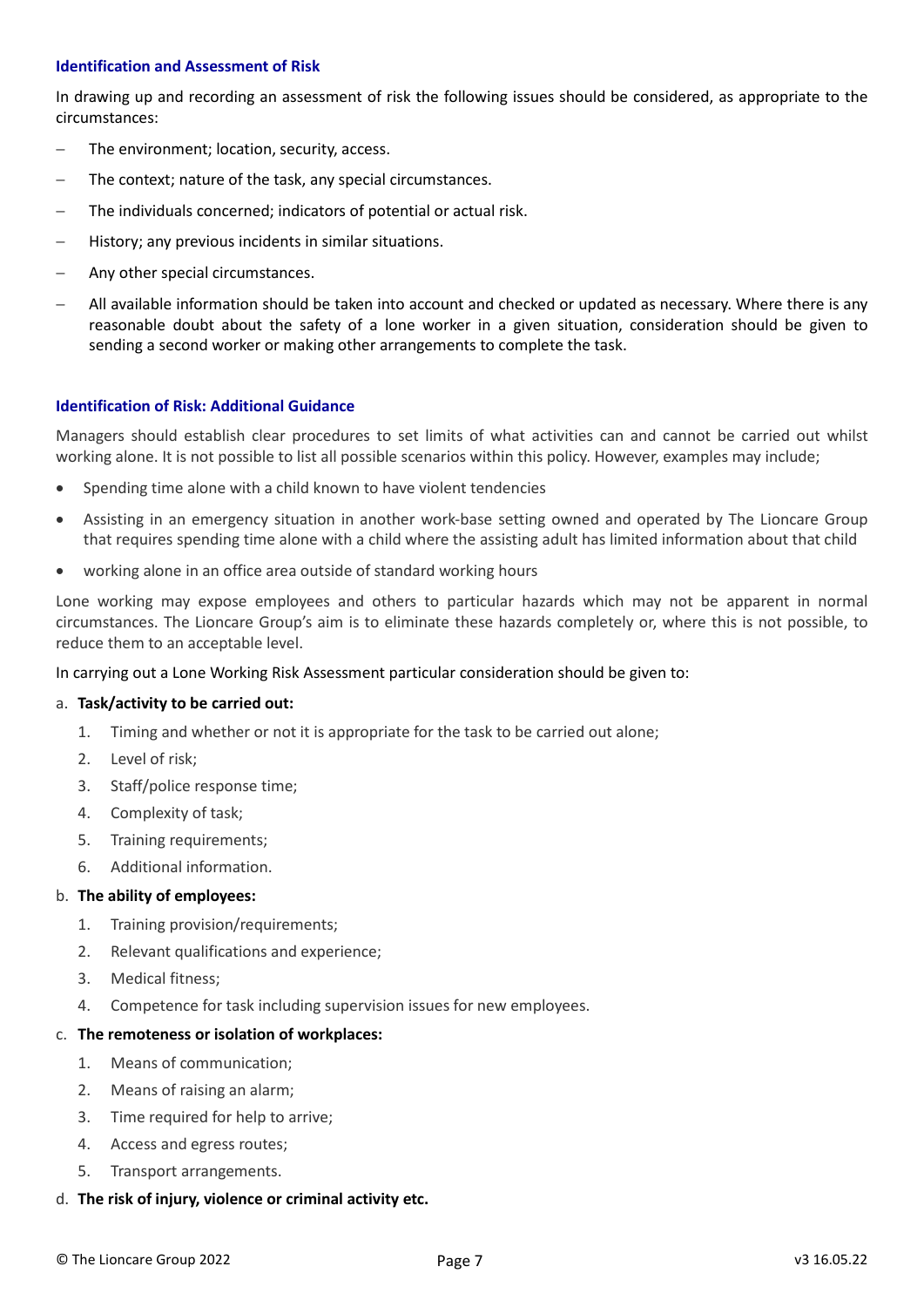### Identification and Assessment of Risk

In drawing up and recording an assessment of risk the following issues should be considered, as appropriate to the circumstances:

- The environment; location, security, access.
- The context; nature of the task, any special circumstances.
- The individuals concerned; indicators of potential or actual risk.
- History; any previous incidents in similar situations.
- Any other special circumstances.
- All available information should be taken into account and checked or updated as necessary. Where there is any reasonable doubt about the safety of a lone worker in a given situation, consideration should be given to sending a second worker or making other arrangements to complete the task.

### Identification of Risk: Additional Guidance

Managers should establish clear procedures to set limits of what activities can and cannot be carried out whilst working alone. It is not possible to list all possible scenarios within this policy. However, examples may include;

- Spending time alone with a child known to have violent tendencies
- Assisting in an emergency situation in another work-base setting owned and operated by The Lioncare Group that requires spending time alone with a child where the assisting adult has limited information about that child
- working alone in an office area outside of standard working hours

Lone working may expose employees and others to particular hazards which may not be apparent in normal circumstances. The Lioncare Group's aim is to eliminate these hazards completely or, where this is not possible, to reduce them to an acceptable level.

In carrying out a Lone Working Risk Assessment particular consideration should be given to:

a. **Task/activity to be carried out:**
   1. Timing and whether or not it is appropriate for the task to be carried out alone;
   2. Level of risk;
   3. Staff/police response time;
   4. Complexity of task;
   5. Training requirements;
   6. Additional information.

b. **The ability of employees:**
   1. Training provision/requirements;
   2. Relevant qualifications and experience;
   3. Medical fitness;
   4. Competence for task including supervision issues for new employees.

c. **The remoteness or isolation of workplaces:**
   1. Means of communication;
   2. Means of raising an alarm;
   3. Time required for help to arrive;
   4. Access and egress routes;
   5. Transport arrangements.

d. **The risk of injury, violence or criminal activity etc.**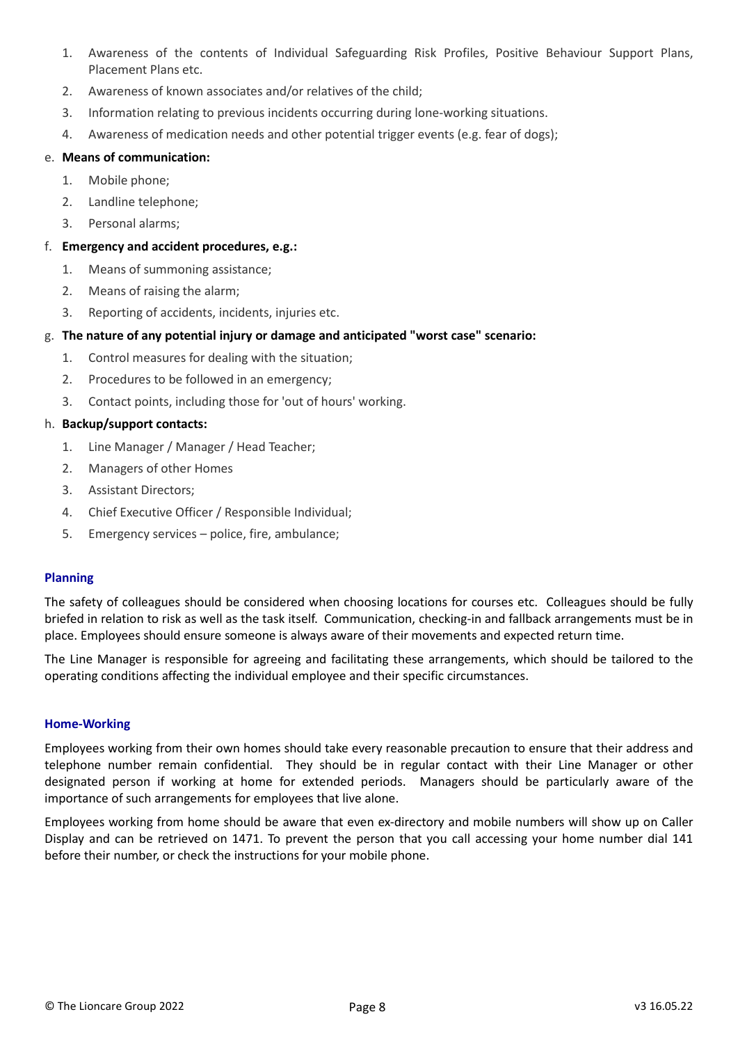1. Awareness of the contents of Individual Safeguarding Risk Profiles, Positive Behaviour Support Plans, Placement Plans etc.
2. Awareness of known associates and/or relatives of the child;
3. Information relating to previous incidents occurring during lone-working situations.
4. Awareness of medication needs and other potential trigger events (e.g. fear of dogs);

e. **Means of communication:**

1. Mobile phone;
2. Landline telephone;
3. Personal alarms;

f. **Emergency and accident procedures, e.g.:**

1. Means of summoning assistance;
2. Means of raising the alarm;
3. Reporting of accidents, incidents, injuries etc.

g. **The nature of any potential injury or damage and anticipated "worst case" scenario:**

1. Control measures for dealing with the situation;
2. Procedures to be followed in an emergency;
3. Contact points, including those for 'out of hours' working.

h. **Backup/support contacts:**

1. Line Manager / Manager / Head Teacher;
2. Managers of other Homes
3. Assistant Directors;
4. Chief Executive Officer / Responsible Individual;
5. Emergency services – police, fire, ambulance;

### Planning

The safety of colleagues should be considered when choosing locations for courses etc. Colleagues should be fully briefed in relation to risk as well as the task itself. Communication, checking-in and fallback arrangements must be in place. Employees should ensure someone is always aware of their movements and expected return time.

The Line Manager is responsible for agreeing and facilitating these arrangements, which should be tailored to the operating conditions affecting the individual employee and their specific circumstances.

### Home-Working

Employees working from their own homes should take every reasonable precaution to ensure that their address and telephone number remain confidential. They should be in regular contact with their Line Manager or other designated person if working at home for extended periods. Managers should be particularly aware of the importance of such arrangements for employees that live alone.

Employees working from home should be aware that even ex-directory and mobile numbers will show up on Caller Display and can be retrieved on 1471. To prevent the person that you call accessing your home number dial 141 before their number, or check the instructions for your mobile phone.